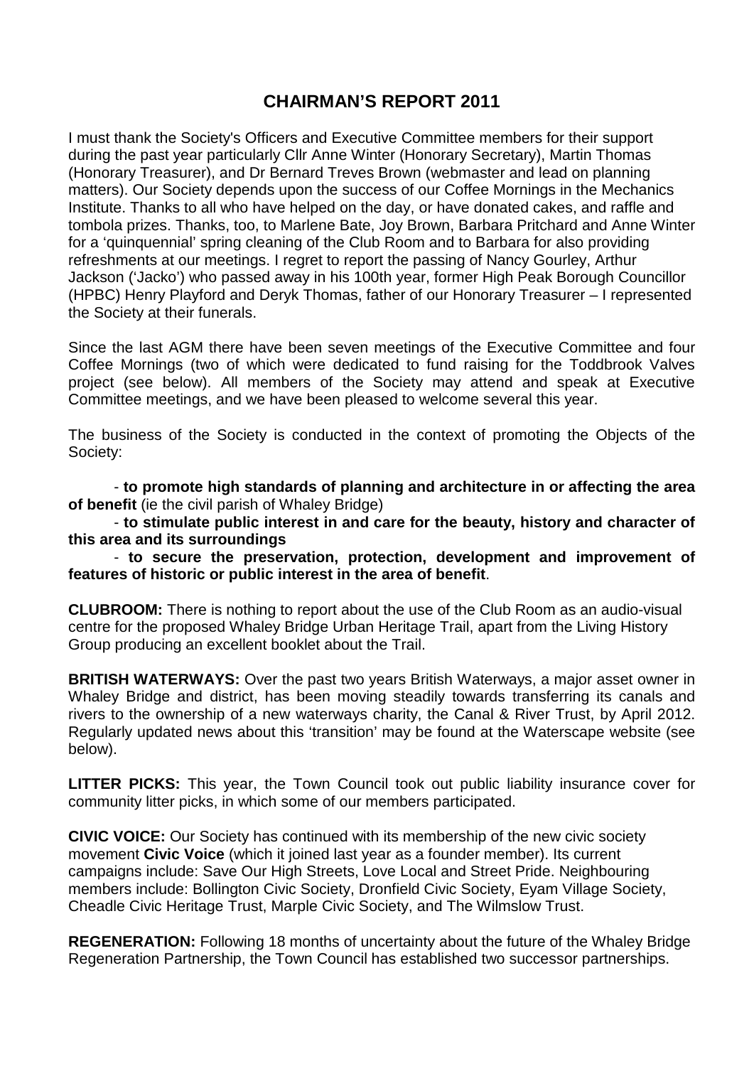# CHAIRMAN'S REPORT 2011

I must thank the Society's Officers and Executive Committee members for their support during the past year particularly Cllr Anne Winter (Honorary Secretary), Martin Thomas (Honorary Treasurer), and Dr Bernard Treves Brown (webmaster and lead on planning matters). Our Society depends upon the success of our Coffee Mornings in the Mechanics Institute. Thanks to all who have helped on the day, or have donated cakes, and raffle and tombola prizes. Thanks, too, to Marlene Bate, Joy Brown, Barbara Pritchard and Anne Winter for a 'quinquennial' spring cleaning of the Club Room and to Barbara for also providing refreshments at our meetings. I regret to report the passing of Nancy Gourley, Arthur Jackson ('Jacko') who passed away in his 100th year, former High Peak Borough Councillor (HPBC) Henry Playford and Deryk Thomas, father of our Honorary Treasurer – I represented the Society at their funerals.

Since the last AGM there have been seven meetings of the Executive Committee and four Coffee Mornings (two of which were dedicated to fund raising for the Toddbrook Valves project (see below). All members of the Society may attend and speak at Executive Committee meetings, and we have been pleased to welcome several this year.

The business of the Society is conducted in the context of promoting the Objects of the Society:

- **to promote high standards of planning and architecture in or affecting the area of benefit** (ie the civil parish of Whaley Bridge)
- **to stimulate public interest in and care for the beauty, history and character of this area and its surroundings**
- **to secure the preservation, protection, development and improvement of features of historic or public interest in the area of benefit**.

**CLUBROOM:** There is nothing to report about the use of the Club Room as an audio-visual centre for the proposed Whaley Bridge Urban Heritage Trail, apart from the Living History Group producing an excellent booklet about the Trail.

**BRITISH WATERWAYS:** Over the past two years British Waterways, a major asset owner in Whaley Bridge and district, has been moving steadily towards transferring its canals and rivers to the ownership of a new waterways charity, the Canal & River Trust, by April 2012. Regularly updated news about this 'transition' may be found at the Waterscape website (see below).

**LITTER PICKS:** This year, the Town Council took out public liability insurance cover for community litter picks, in which some of our members participated.

**CIVIC VOICE:** Our Society has continued with its membership of the new civic society movement **Civic Voice** (which it joined last year as a founder member). Its current campaigns include: Save Our High Streets, Love Local and Street Pride. Neighbouring members include: Bollington Civic Society, Dronfield Civic Society, Eyam Village Society, Cheadle Civic Heritage Trust, Marple Civic Society, and The Wilmslow Trust.

**REGENERATION:** Following 18 months of uncertainty about the future of the Whaley Bridge Regeneration Partnership, the Town Council has established two successor partnerships.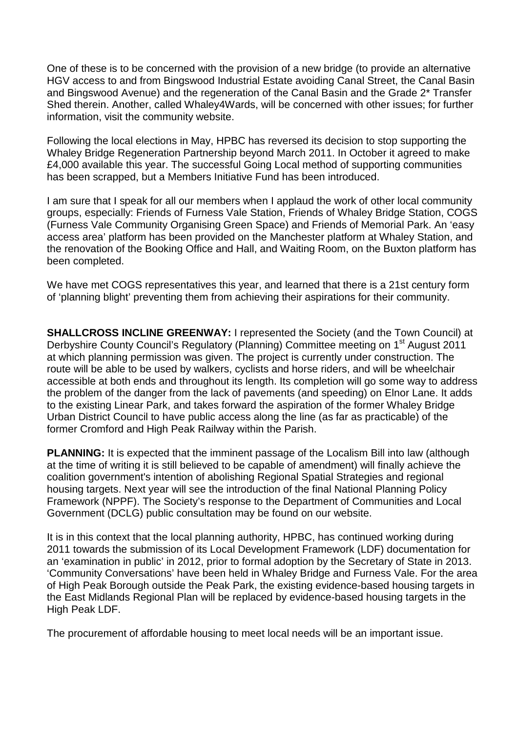One of these is to be concerned with the provision of a new bridge (to provide an alternative HGV access to and from Bingswood Industrial Estate avoiding Canal Street, the Canal Basin and Bingswood Avenue) and the regeneration of the Canal Basin and the Grade 2* Transfer Shed therein. Another, called Whaley4Wards, will be concerned with other issues; for further information, visit the community website.

Following the local elections in May, HPBC has reversed its decision to stop supporting the Whaley Bridge Regeneration Partnership beyond March 2011. In October it agreed to make £4,000 available this year. The successful Going Local method of supporting communities has been scrapped, but a Members Initiative Fund has been introduced.

I am sure that I speak for all our members when I applaud the work of other local community groups, especially: Friends of Furness Vale Station, Friends of Whaley Bridge Station, COGS (Furness Vale Community Organising Green Space) and Friends of Memorial Park. An 'easy access area' platform has been provided on the Manchester platform at Whaley Station, and the renovation of the Booking Office and Hall, and Waiting Room, on the Buxton platform has been completed.

We have met COGS representatives this year, and learned that there is a 21st century form of 'planning blight' preventing them from achieving their aspirations for their community.

**SHALLCROSS INCLINE GREENWAY:** I represented the Society (and the Town Council) at Derbyshire County Council's Regulatory (Planning) Committee meeting on 1st August 2011 at which planning permission was given. The project is currently under construction. The route will be able to be used by walkers, cyclists and horse riders, and will be wheelchair accessible at both ends and throughout its length. Its completion will go some way to address the problem of the danger from the lack of pavements (and speeding) on Elnor Lane. It adds to the existing Linear Park, and takes forward the aspiration of the former Whaley Bridge Urban District Council to have public access along the line (as far as practicable) of the former Cromford and High Peak Railway within the Parish.

**PLANNING:** It is expected that the imminent passage of the Localism Bill into law (although at the time of writing it is still believed to be capable of amendment) will finally achieve the coalition government's intention of abolishing Regional Spatial Strategies and regional housing targets. Next year will see the introduction of the final National Planning Policy Framework (NPPF). The Society's response to the Department of Communities and Local Government (DCLG) public consultation may be found on our website.

It is in this context that the local planning authority, HPBC, has continued working during 2011 towards the submission of its Local Development Framework (LDF) documentation for an 'examination in public' in 2012, prior to formal adoption by the Secretary of State in 2013. 'Community Conversations' have been held in Whaley Bridge and Furness Vale. For the area of High Peak Borough outside the Peak Park, the existing evidence-based housing targets in the East Midlands Regional Plan will be replaced by evidence-based housing targets in the High Peak LDF.

The procurement of affordable housing to meet local needs will be an important issue.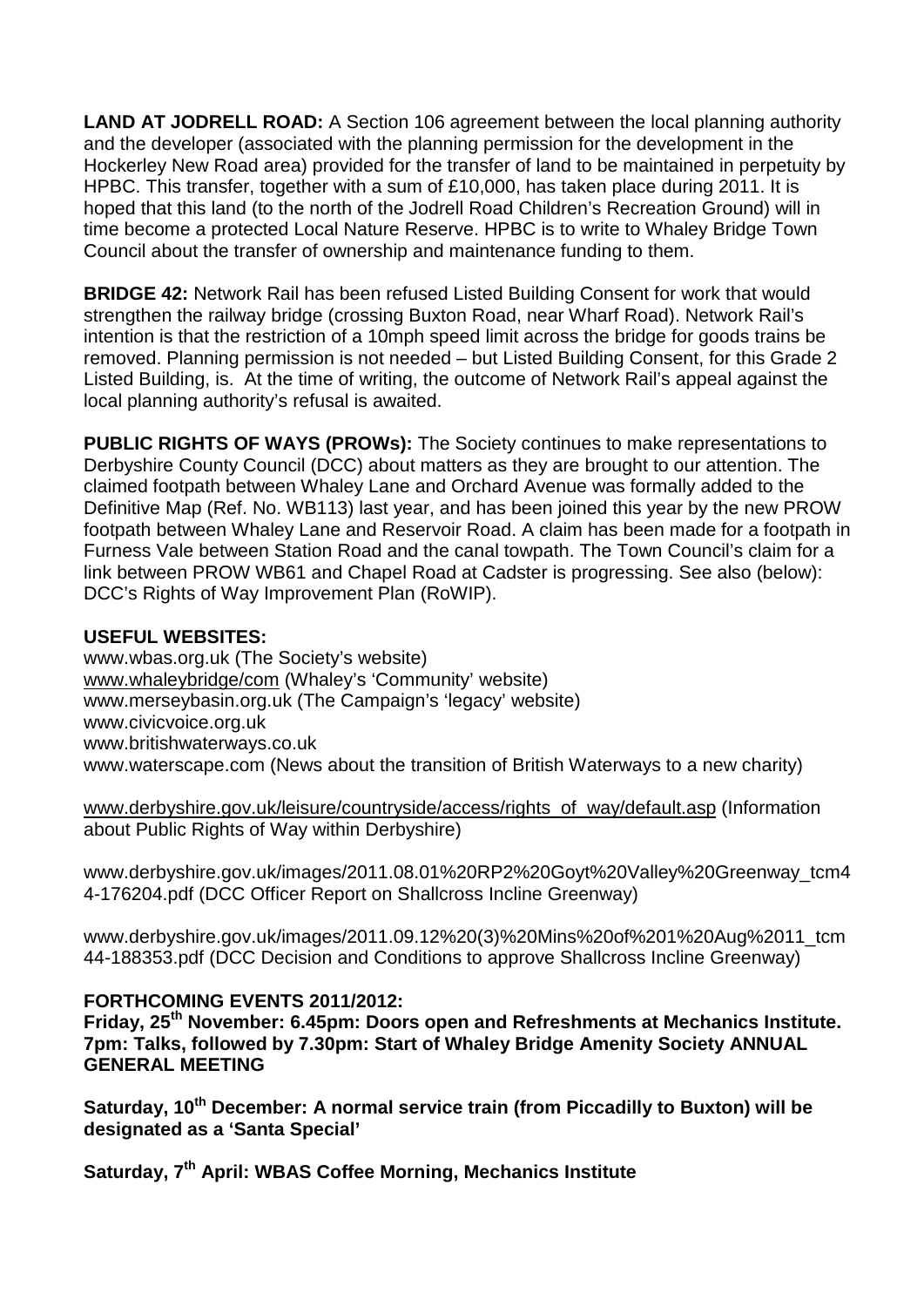**LAND AT JODRELL ROAD:** A Section 106 agreement between the local planning authority and the developer (associated with the planning permission for the development in the Hockerley New Road area) provided for the transfer of land to be maintained in perpetuity by HPBC. This transfer, together with a sum of £10,000, has taken place during 2011. It is hoped that this land (to the north of the Jodrell Road Children's Recreation Ground) will in time become a protected Local Nature Reserve. HPBC is to write to Whaley Bridge Town Council about the transfer of ownership and maintenance funding to them.

**BRIDGE 42:** Network Rail has been refused Listed Building Consent for work that would strengthen the railway bridge (crossing Buxton Road, near Wharf Road). Network Rail's intention is that the restriction of a 10mph speed limit across the bridge for goods trains be removed. Planning permission is not needed – but Listed Building Consent, for this Grade 2 Listed Building, is. At the time of writing, the outcome of Network Rail's appeal against the local planning authority's refusal is awaited.

**PUBLIC RIGHTS OF WAYS (PROWs):** The Society continues to make representations to Derbyshire County Council (DCC) about matters as they are brought to our attention. The claimed footpath between Whaley Lane and Orchard Avenue was formally added to the Definitive Map (Ref. No. WB113) last year, and has been joined this year by the new PROW footpath between Whaley Lane and Reservoir Road. A claim has been made for a footpath in Furness Vale between Station Road and the canal towpath. The Town Council's claim for a link between PROW WB61 and Chapel Road at Cadster is progressing. See also (below): DCC's Rights of Way Improvement Plan (RoWIP).

**USEFUL WEBSITES:**

www.wbas.org.uk (The Society's website)
www.whaleybridge/com (Whaley's 'Community' website)
www.merseybasin.org.uk (The Campaign's 'legacy' website)
www.civicvoice.org.uk
www.britishwaterways.co.uk
www.waterscape.com (News about the transition of British Waterways to a new charity)

www.derbyshire.gov.uk/leisure/countryside/access/rights_of_way/default.asp (Information about Public Rights of Way within Derbyshire)

www.derbyshire.gov.uk/images/2011.08.01%20RP2%20Goyt%20Valley%20Greenway_tcm44-176204.pdf (DCC Officer Report on Shallcross Incline Greenway)

www.derbyshire.gov.uk/images/2011.09.12%20(3)%20Mins%20of%201%20Aug%2011_tcm44-188353.pdf (DCC Decision and Conditions to approve Shallcross Incline Greenway)

**FORTHCOMING EVENTS 2011/2012:**

**Friday, 25th November: 6.45pm: Doors open and Refreshments at Mechanics Institute. 7pm: Talks, followed by 7.30pm: Start of Whaley Bridge Amenity Society ANNUAL GENERAL MEETING**

**Saturday, 10th December: A normal service train (from Piccadilly to Buxton) will be designated as a 'Santa Special'**

**Saturday, 7th April: WBAS Coffee Morning, Mechanics Institute**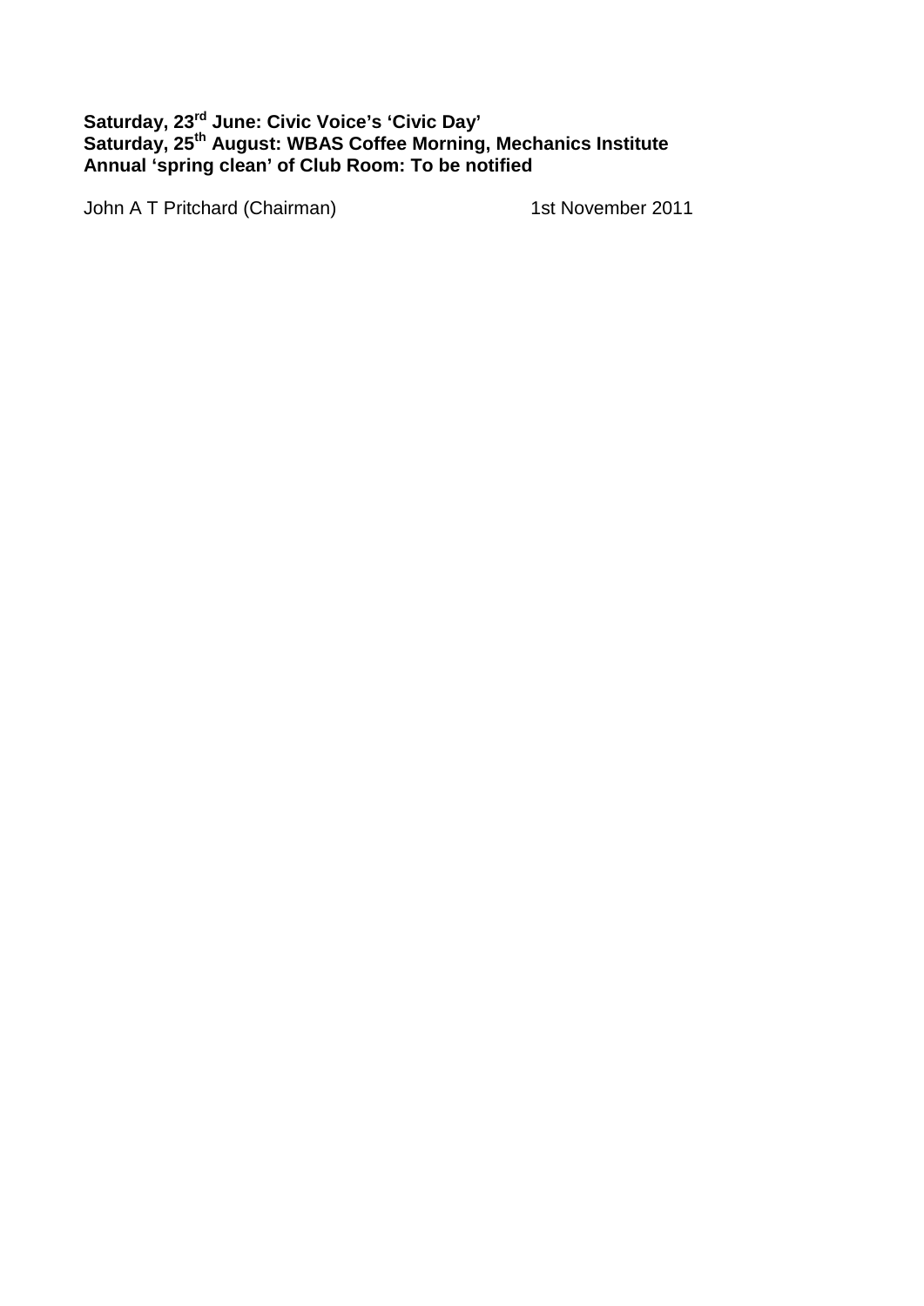**Saturday, 23rd June: Civic Voice's 'Civic Day'**
**Saturday, 25th August: WBAS Coffee Morning, Mechanics Institute**
**Annual 'spring clean' of Club Room: To be notified**

John A T Pritchard (Chairman) 1st November 2011